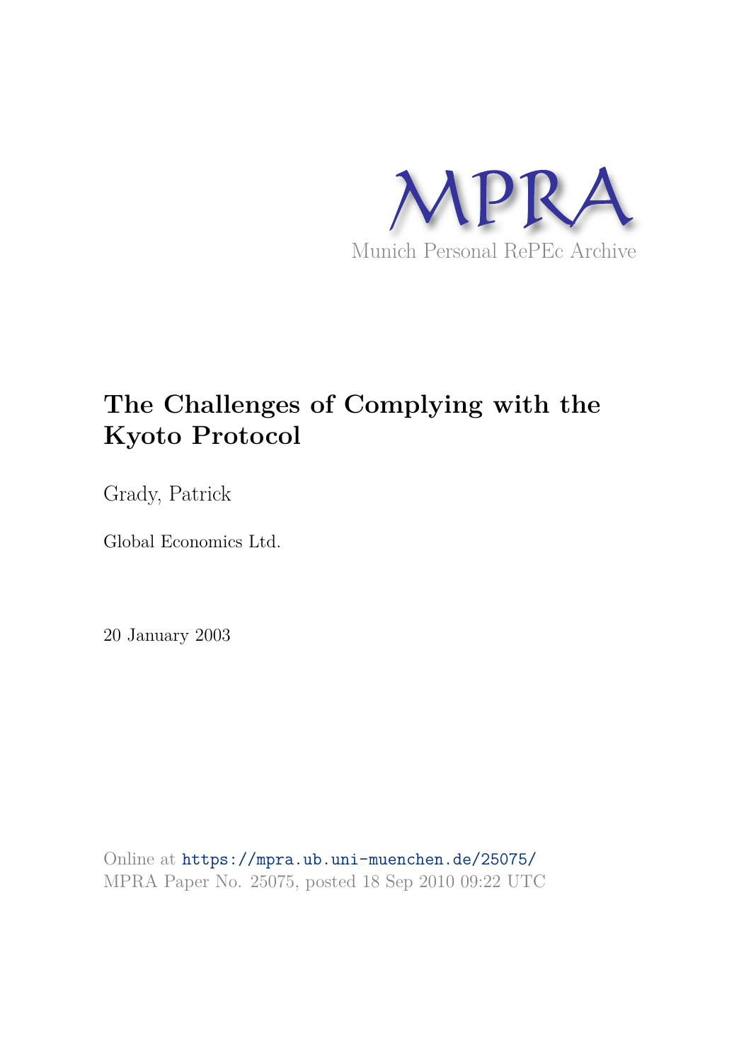MPRA

Munich Personal RePEc Archive

# The Challenges of Complying with the Kyoto Protocol

Grady, Patrick

Global Economics Ltd.

20 January 2003

Online at https://mpra.ub.uni-muenchen.de/25075/
MPRA Paper No. 25075, posted 18 Sep 2010 09:22 UTC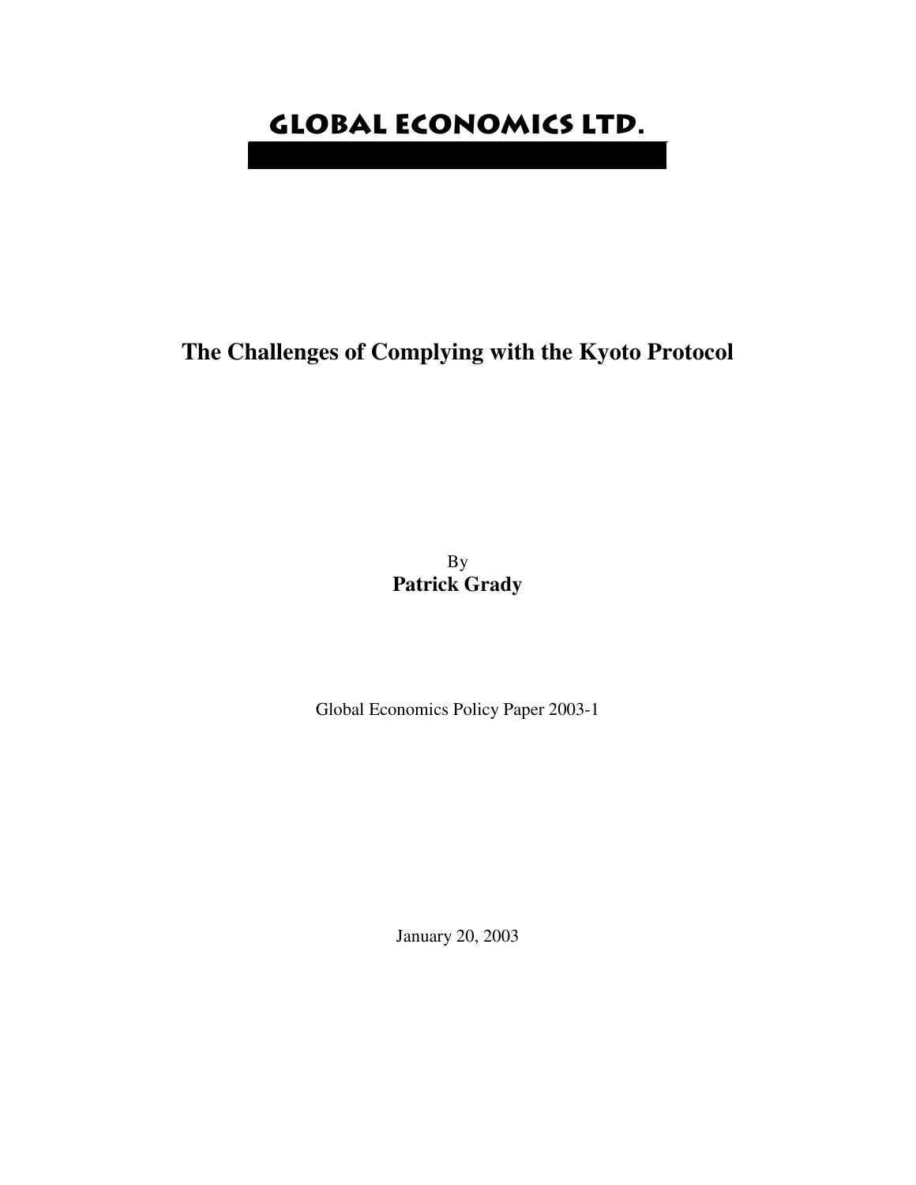# GLOBAL ECONOMICS LTD.

## The Challenges of Complying with the Kyoto Protocol

By

**Patrick Grady**

Global Economics Policy Paper 2003-1

January 20, 2003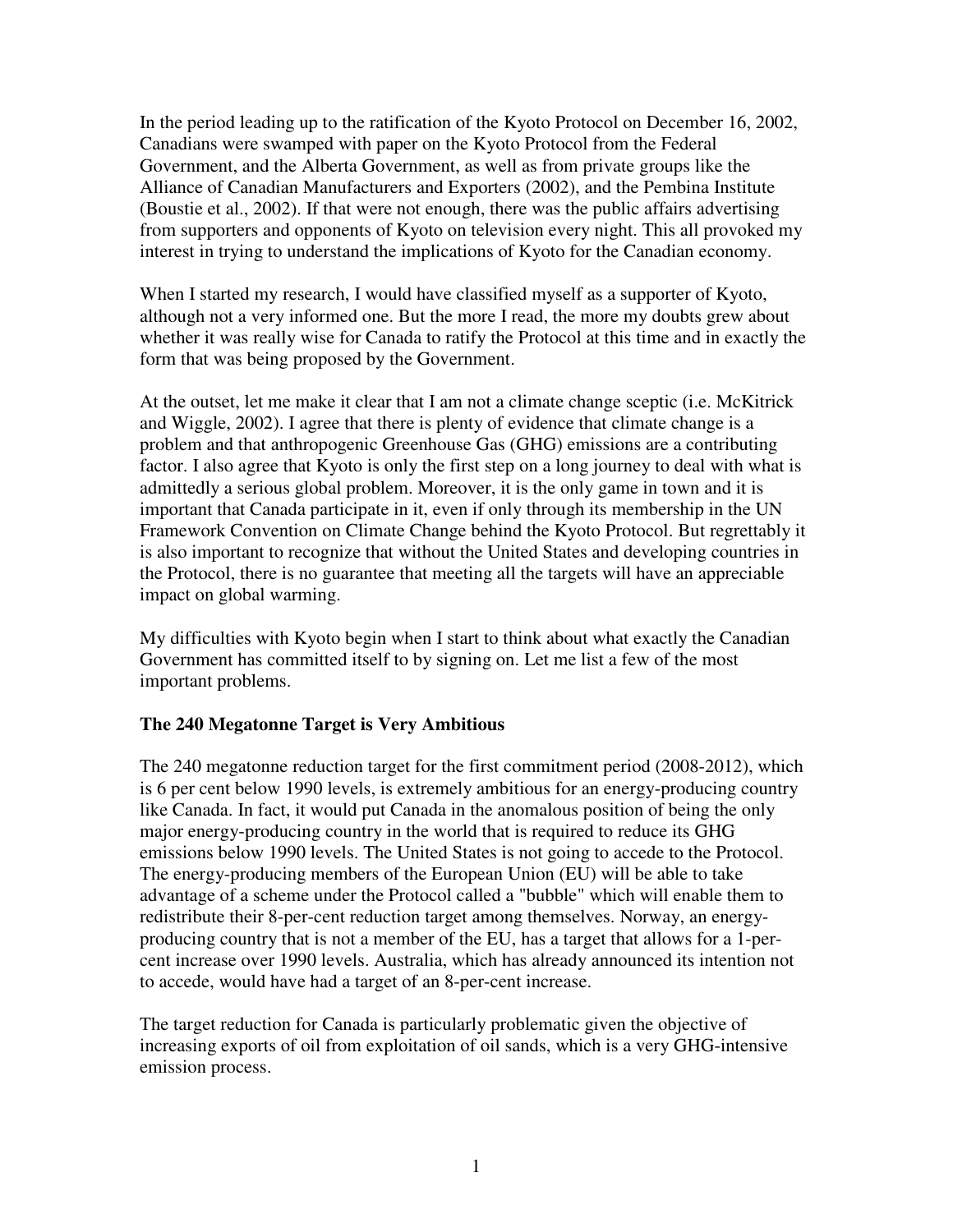In the period leading up to the ratification of the Kyoto Protocol on December 16, 2002, Canadians were swamped with paper on the Kyoto Protocol from the Federal Government, and the Alberta Government, as well as from private groups like the Alliance of Canadian Manufacturers and Exporters (2002), and the Pembina Institute (Boustie et al., 2002). If that were not enough, there was the public affairs advertising from supporters and opponents of Kyoto on television every night. This all provoked my interest in trying to understand the implications of Kyoto for the Canadian economy.

When I started my research, I would have classified myself as a supporter of Kyoto, although not a very informed one. But the more I read, the more my doubts grew about whether it was really wise for Canada to ratify the Protocol at this time and in exactly the form that was being proposed by the Government.

At the outset, let me make it clear that I am not a climate change sceptic (i.e. McKitrick and Wiggle, 2002). I agree that there is plenty of evidence that climate change is a problem and that anthropogenic Greenhouse Gas (GHG) emissions are a contributing factor. I also agree that Kyoto is only the first step on a long journey to deal with what is admittedly a serious global problem. Moreover, it is the only game in town and it is important that Canada participate in it, even if only through its membership in the UN Framework Convention on Climate Change behind the Kyoto Protocol. But regrettably it is also important to recognize that without the United States and developing countries in the Protocol, there is no guarantee that meeting all the targets will have an appreciable impact on global warming.

My difficulties with Kyoto begin when I start to think about what exactly the Canadian Government has committed itself to by signing on. Let me list a few of the most important problems.

**The 240 Megatonne Target is Very Ambitious**

The 240 megatonne reduction target for the first commitment period (2008-2012), which is 6 per cent below 1990 levels, is extremely ambitious for an energy-producing country like Canada. In fact, it would put Canada in the anomalous position of being the only major energy-producing country in the world that is required to reduce its GHG emissions below 1990 levels. The United States is not going to accede to the Protocol. The energy-producing members of the European Union (EU) will be able to take advantage of a scheme under the Protocol called a "bubble" which will enable them to redistribute their 8-per-cent reduction target among themselves. Norway, an energy-producing country that is not a member of the EU, has a target that allows for a 1-per-cent increase over 1990 levels. Australia, which has already announced its intention not to accede, would have had a target of an 8-per-cent increase.

The target reduction for Canada is particularly problematic given the objective of increasing exports of oil from exploitation of oil sands, which is a very GHG-intensive emission process.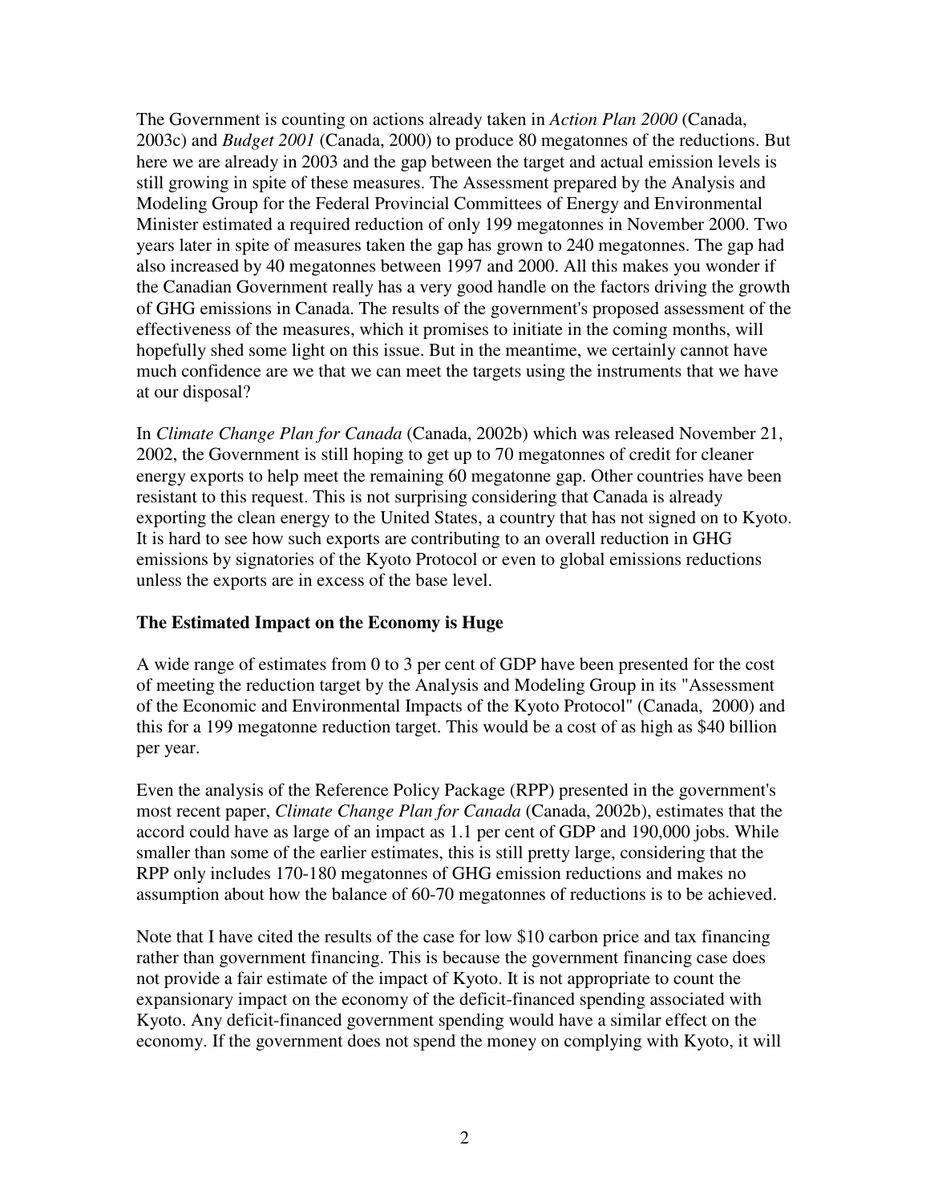The Government is counting on actions already taken in *Action Plan 2000* (Canada, 2003c) and *Budget 2001* (Canada, 2000) to produce 80 megatonnes of the reductions. But here we are already in 2003 and the gap between the target and actual emission levels is still growing in spite of these measures. The Assessment prepared by the Analysis and Modeling Group for the Federal Provincial Committees of Energy and Environmental Minister estimated a required reduction of only 199 megatonnes in November 2000. Two years later in spite of measures taken the gap has grown to 240 megatonnes. The gap had also increased by 40 megatonnes between 1997 and 2000. All this makes you wonder if the Canadian Government really has a very good handle on the factors driving the growth of GHG emissions in Canada. The results of the government's proposed assessment of the effectiveness of the measures, which it promises to initiate in the coming months, will hopefully shed some light on this issue. But in the meantime, we certainly cannot have much confidence are we that we can meet the targets using the instruments that we have at our disposal?

In *Climate Change Plan for Canada* (Canada, 2002b) which was released November 21, 2002, the Government is still hoping to get up to 70 megatonnes of credit for cleaner energy exports to help meet the remaining 60 megatonne gap. Other countries have been resistant to this request. This is not surprising considering that Canada is already exporting the clean energy to the United States, a country that has not signed on to Kyoto. It is hard to see how such exports are contributing to an overall reduction in GHG emissions by signatories of the Kyoto Protocol or even to global emissions reductions unless the exports are in excess of the base level.

### The Estimated Impact on the Economy is Huge

A wide range of estimates from 0 to 3 per cent of GDP have been presented for the cost of meeting the reduction target by the Analysis and Modeling Group in its "Assessment of the Economic and Environmental Impacts of the Kyoto Protocol" (Canada, 2000) and this for a 199 megatonne reduction target. This would be a cost of as high as $40 billion per year.

Even the analysis of the Reference Policy Package (RPP) presented in the government's most recent paper, *Climate Change Plan for Canada* (Canada, 2002b), estimates that the accord could have as large of an impact as 1.1 per cent of GDP and 190,000 jobs. While smaller than some of the earlier estimates, this is still pretty large, considering that the RPP only includes 170-180 megatonnes of GHG emission reductions and makes no assumption about how the balance of 60-70 megatonnes of reductions is to be achieved.

Note that I have cited the results of the case for low $10 carbon price and tax financing rather than government financing. This is because the government financing case does not provide a fair estimate of the impact of Kyoto. It is not appropriate to count the expansionary impact on the economy of the deficit-financed spending associated with Kyoto. Any deficit-financed government spending would have a similar effect on the economy. If the government does not spend the money on complying with Kyoto, it will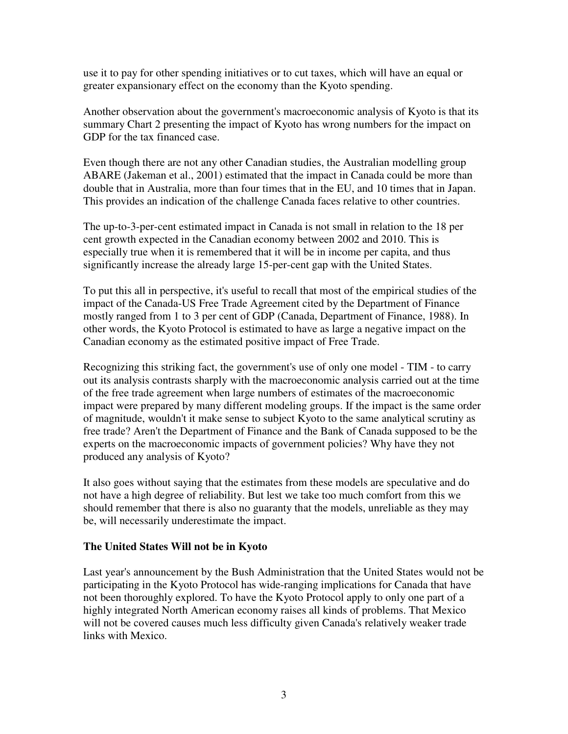use it to pay for other spending initiatives or to cut taxes, which will have an equal or greater expansionary effect on the economy than the Kyoto spending.

Another observation about the government's macroeconomic analysis of Kyoto is that its summary Chart 2 presenting the impact of Kyoto has wrong numbers for the impact on GDP for the tax financed case.

Even though there are not any other Canadian studies, the Australian modelling group ABARE (Jakeman et al., 2001) estimated that the impact in Canada could be more than double that in Australia, more than four times that in the EU, and 10 times that in Japan. This provides an indication of the challenge Canada faces relative to other countries.

The up-to-3-per-cent estimated impact in Canada is not small in relation to the 18 per cent growth expected in the Canadian economy between 2002 and 2010. This is especially true when it is remembered that it will be in income per capita, and thus significantly increase the already large 15-per-cent gap with the United States.

To put this all in perspective, it's useful to recall that most of the empirical studies of the impact of the Canada-US Free Trade Agreement cited by the Department of Finance mostly ranged from 1 to 3 per cent of GDP (Canada, Department of Finance, 1988). In other words, the Kyoto Protocol is estimated to have as large a negative impact on the Canadian economy as the estimated positive impact of Free Trade.

Recognizing this striking fact, the government's use of only one model - TIM - to carry out its analysis contrasts sharply with the macroeconomic analysis carried out at the time of the free trade agreement when large numbers of estimates of the macroeconomic impact were prepared by many different modeling groups. If the impact is the same order of magnitude, wouldn't it make sense to subject Kyoto to the same analytical scrutiny as free trade? Aren't the Department of Finance and the Bank of Canada supposed to be the experts on the macroeconomic impacts of government policies? Why have they not produced any analysis of Kyoto?

It also goes without saying that the estimates from these models are speculative and do not have a high degree of reliability. But lest we take too much comfort from this we should remember that there is also no guaranty that the models, unreliable as they may be, will necessarily underestimate the impact.

**The United States Will not be in Kyoto**

Last year's announcement by the Bush Administration that the United States would not be participating in the Kyoto Protocol has wide-ranging implications for Canada that have not been thoroughly explored. To have the Kyoto Protocol apply to only one part of a highly integrated North American economy raises all kinds of problems. That Mexico will not be covered causes much less difficulty given Canada's relatively weaker trade links with Mexico.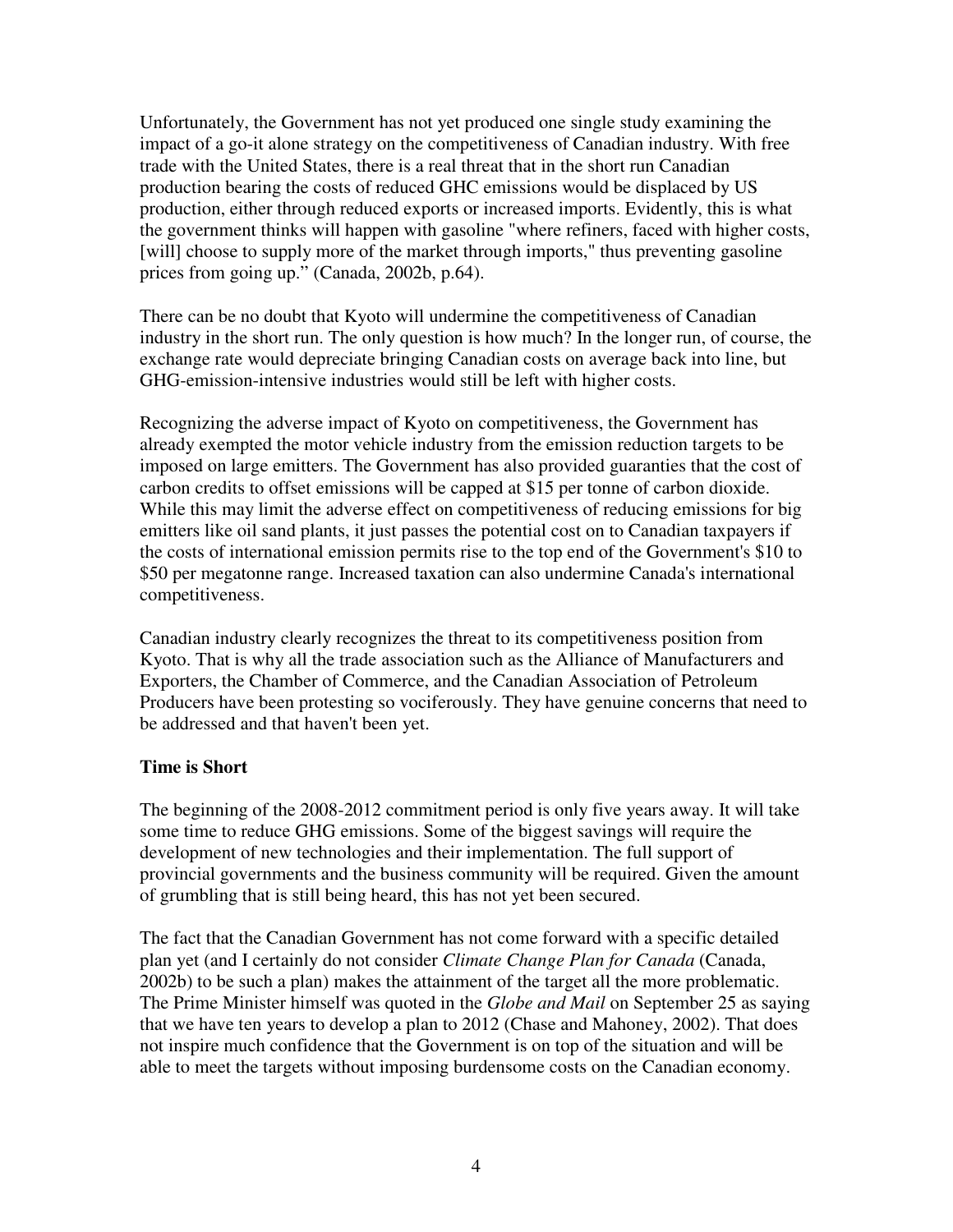Unfortunately, the Government has not yet produced one single study examining the impact of a go-it alone strategy on the competitiveness of Canadian industry. With free trade with the United States, there is a real threat that in the short run Canadian production bearing the costs of reduced GHC emissions would be displaced by US production, either through reduced exports or increased imports. Evidently, this is what the government thinks will happen with gasoline "where refiners, faced with higher costs, [will] choose to supply more of the market through imports," thus preventing gasoline prices from going up." (Canada, 2002b, p.64).

There can be no doubt that Kyoto will undermine the competitiveness of Canadian industry in the short run. The only question is how much? In the longer run, of course, the exchange rate would depreciate bringing Canadian costs on average back into line, but GHG-emission-intensive industries would still be left with higher costs.

Recognizing the adverse impact of Kyoto on competitiveness, the Government has already exempted the motor vehicle industry from the emission reduction targets to be imposed on large emitters. The Government has also provided guaranties that the cost of carbon credits to offset emissions will be capped at $15 per tonne of carbon dioxide. While this may limit the adverse effect on competitiveness of reducing emissions for big emitters like oil sand plants, it just passes the potential cost on to Canadian taxpayers if the costs of international emission permits rise to the top end of the Government's $10 to $50 per megatonne range. Increased taxation can also undermine Canada's international competitiveness.

Canadian industry clearly recognizes the threat to its competitiveness position from Kyoto. That is why all the trade association such as the Alliance of Manufacturers and Exporters, the Chamber of Commerce, and the Canadian Association of Petroleum Producers have been protesting so vociferously. They have genuine concerns that need to be addressed and that haven't been yet.

**Time is Short**

The beginning of the 2008-2012 commitment period is only five years away. It will take some time to reduce GHG emissions. Some of the biggest savings will require the development of new technologies and their implementation. The full support of provincial governments and the business community will be required. Given the amount of grumbling that is still being heard, this has not yet been secured.

The fact that the Canadian Government has not come forward with a specific detailed plan yet (and I certainly do not consider *Climate Change Plan for Canada* (Canada, 2002b) to be such a plan) makes the attainment of the target all the more problematic. The Prime Minister himself was quoted in the *Globe and Mail* on September 25 as saying that we have ten years to develop a plan to 2012 (Chase and Mahoney, 2002). That does not inspire much confidence that the Government is on top of the situation and will be able to meet the targets without imposing burdensome costs on the Canadian economy.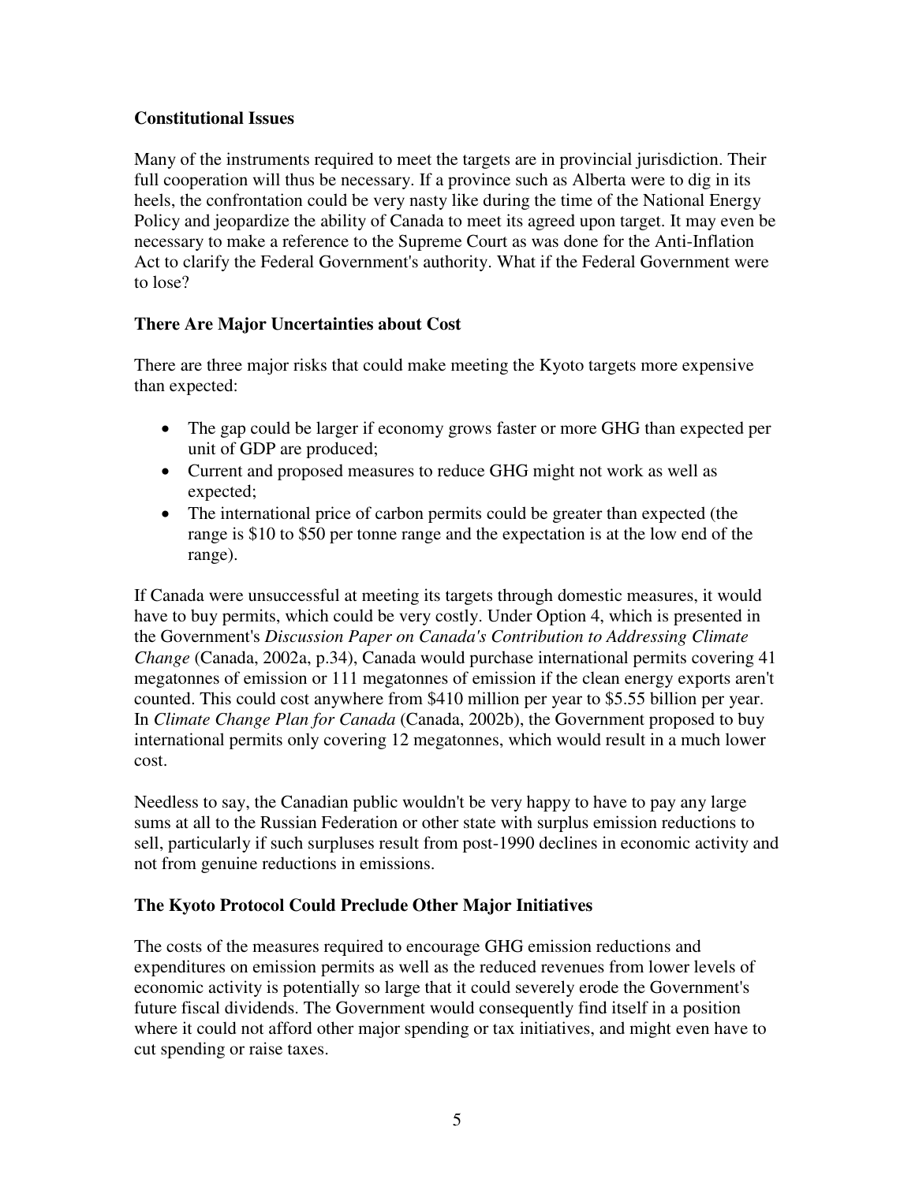**Constitutional Issues**

Many of the instruments required to meet the targets are in provincial jurisdiction. Their full cooperation will thus be necessary. If a province such as Alberta were to dig in its heels, the confrontation could be very nasty like during the time of the National Energy Policy and jeopardize the ability of Canada to meet its agreed upon target. It may even be necessary to make a reference to the Supreme Court as was done for the Anti-Inflation Act to clarify the Federal Government's authority. What if the Federal Government were to lose?

**There Are Major Uncertainties about Cost**

There are three major risks that could make meeting the Kyoto targets more expensive than expected:

- The gap could be larger if economy grows faster or more GHG than expected per unit of GDP are produced;
- Current and proposed measures to reduce GHG might not work as well as expected;
- The international price of carbon permits could be greater than expected (the range is $10 to $50 per tonne range and the expectation is at the low end of the range).

If Canada were unsuccessful at meeting its targets through domestic measures, it would have to buy permits, which could be very costly. Under Option 4, which is presented in the Government's *Discussion Paper on Canada's Contribution to Addressing Climate Change* (Canada, 2002a, p.34), Canada would purchase international permits covering 41 megatonnes of emission or 111 megatonnes of emission if the clean energy exports aren't counted. This could cost anywhere from $410 million per year to $5.55 billion per year. In *Climate Change Plan for Canada* (Canada, 2002b), the Government proposed to buy international permits only covering 12 megatonnes, which would result in a much lower cost.

Needless to say, the Canadian public wouldn't be very happy to have to pay any large sums at all to the Russian Federation or other state with surplus emission reductions to sell, particularly if such surpluses result from post-1990 declines in economic activity and not from genuine reductions in emissions.

**The Kyoto Protocol Could Preclude Other Major Initiatives**

The costs of the measures required to encourage GHG emission reductions and expenditures on emission permits as well as the reduced revenues from lower levels of economic activity is potentially so large that it could severely erode the Government's future fiscal dividends. The Government would consequently find itself in a position where it could not afford other major spending or tax initiatives, and might even have to cut spending or raise taxes.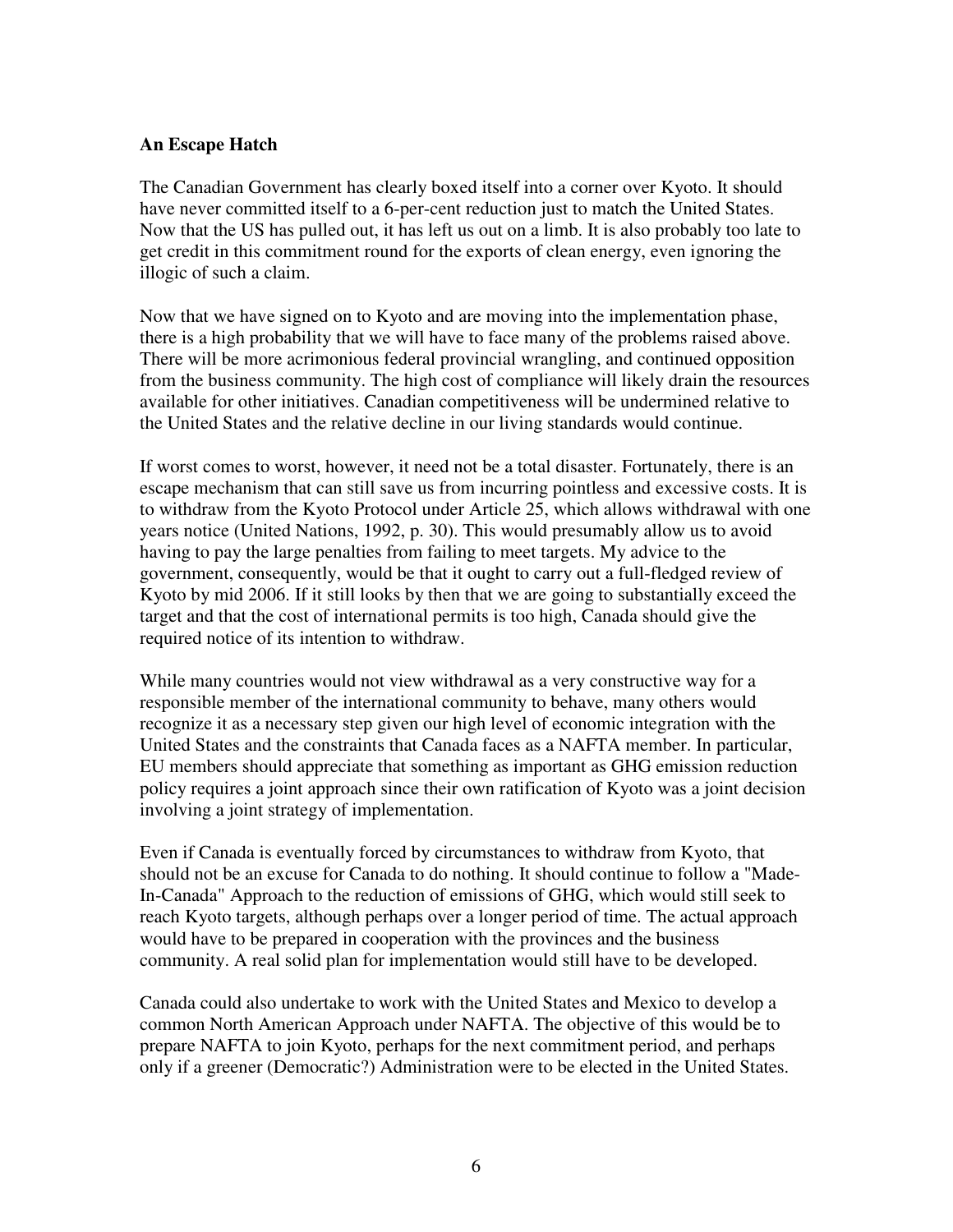**An Escape Hatch**

The Canadian Government has clearly boxed itself into a corner over Kyoto. It should have never committed itself to a 6-per-cent reduction just to match the United States. Now that the US has pulled out, it has left us out on a limb. It is also probably too late to get credit in this commitment round for the exports of clean energy, even ignoring the illogic of such a claim.

Now that we have signed on to Kyoto and are moving into the implementation phase, there is a high probability that we will have to face many of the problems raised above. There will be more acrimonious federal provincial wrangling, and continued opposition from the business community. The high cost of compliance will likely drain the resources available for other initiatives. Canadian competitiveness will be undermined relative to the United States and the relative decline in our living standards would continue.

If worst comes to worst, however, it need not be a total disaster. Fortunately, there is an escape mechanism that can still save us from incurring pointless and excessive costs. It is to withdraw from the Kyoto Protocol under Article 25, which allows withdrawal with one years notice (United Nations, 1992, p. 30). This would presumably allow us to avoid having to pay the large penalties from failing to meet targets. My advice to the government, consequently, would be that it ought to carry out a full-fledged review of Kyoto by mid 2006. If it still looks by then that we are going to substantially exceed the target and that the cost of international permits is too high, Canada should give the required notice of its intention to withdraw.

While many countries would not view withdrawal as a very constructive way for a responsible member of the international community to behave, many others would recognize it as a necessary step given our high level of economic integration with the United States and the constraints that Canada faces as a NAFTA member. In particular, EU members should appreciate that something as important as GHG emission reduction policy requires a joint approach since their own ratification of Kyoto was a joint decision involving a joint strategy of implementation.

Even if Canada is eventually forced by circumstances to withdraw from Kyoto, that should not be an excuse for Canada to do nothing. It should continue to follow a "Made-In-Canada" Approach to the reduction of emissions of GHG, which would still seek to reach Kyoto targets, although perhaps over a longer period of time. The actual approach would have to be prepared in cooperation with the provinces and the business community. A real solid plan for implementation would still have to be developed.

Canada could also undertake to work with the United States and Mexico to develop a common North American Approach under NAFTA. The objective of this would be to prepare NAFTA to join Kyoto, perhaps for the next commitment period, and perhaps only if a greener (Democratic?) Administration were to be elected in the United States.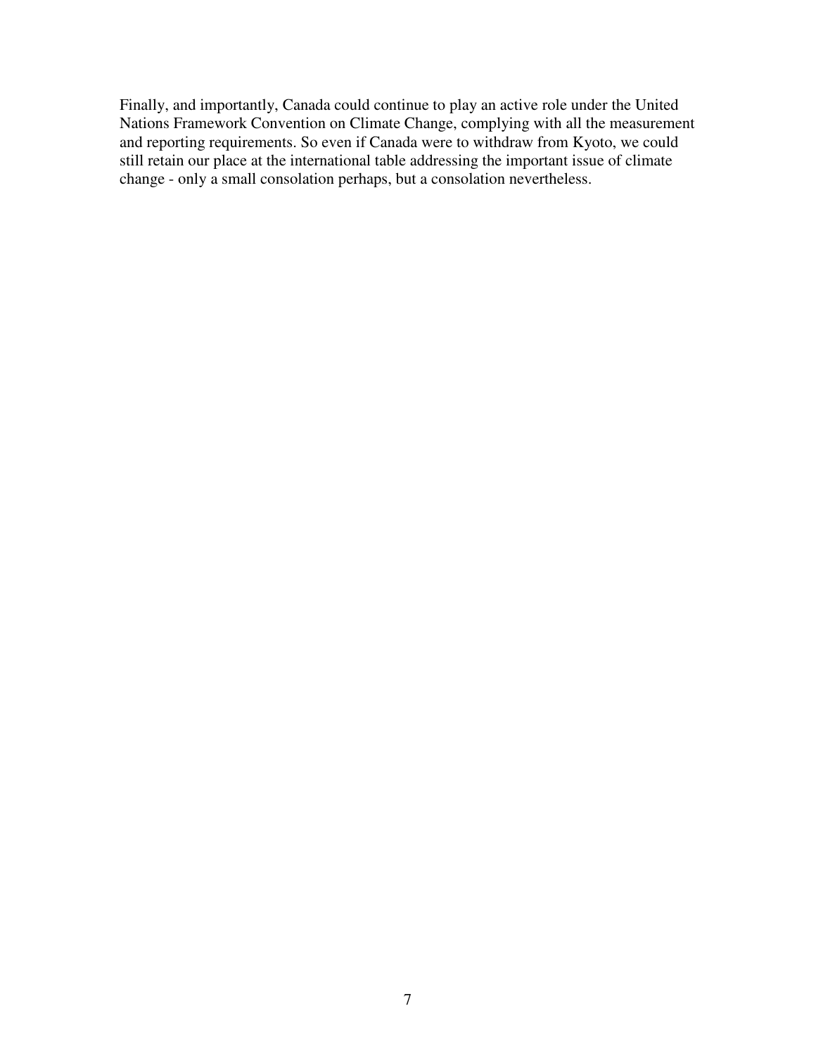Finally, and importantly, Canada could continue to play an active role under the United Nations Framework Convention on Climate Change, complying with all the measurement and reporting requirements. So even if Canada were to withdraw from Kyoto, we could still retain our place at the international table addressing the important issue of climate change - only a small consolation perhaps, but a consolation nevertheless.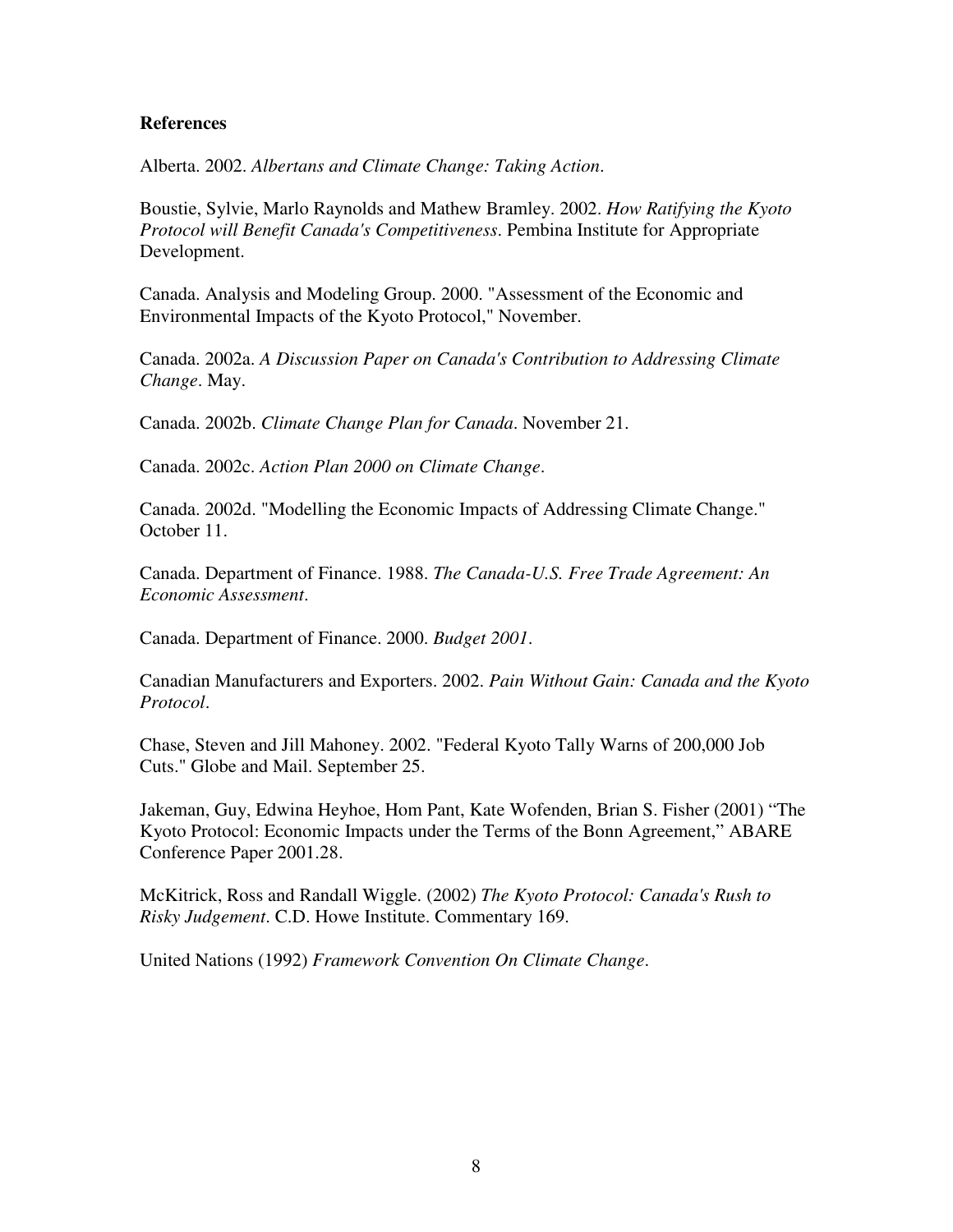**References**

Alberta. 2002. *Albertans and Climate Change: Taking Action*.

Boustie, Sylvie, Marlo Raynolds and Mathew Bramley. 2002. *How Ratifying the Kyoto Protocol will Benefit Canada's Competitiveness*. Pembina Institute for Appropriate Development.

Canada. Analysis and Modeling Group. 2000. "Assessment of the Economic and Environmental Impacts of the Kyoto Protocol," November.

Canada. 2002a. *A Discussion Paper on Canada's Contribution to Addressing Climate Change*. May.

Canada. 2002b. *Climate Change Plan for Canada*. November 21.

Canada. 2002c. *Action Plan 2000 on Climate Change*.

Canada. 2002d. "Modelling the Economic Impacts of Addressing Climate Change." October 11.

Canada. Department of Finance. 1988. *The Canada-U.S. Free Trade Agreement: An Economic Assessment*.

Canada. Department of Finance. 2000. *Budget 2001*.

Canadian Manufacturers and Exporters. 2002. *Pain Without Gain: Canada and the Kyoto Protocol*.

Chase, Steven and Jill Mahoney. 2002. "Federal Kyoto Tally Warns of 200,000 Job Cuts." Globe and Mail. September 25.

Jakeman, Guy, Edwina Heyhoe, Hom Pant, Kate Wofenden, Brian S. Fisher (2001) "The Kyoto Protocol: Economic Impacts under the Terms of the Bonn Agreement," ABARE Conference Paper 2001.28.

McKitrick, Ross and Randall Wiggle. (2002) *The Kyoto Protocol: Canada's Rush to Risky Judgement*. C.D. Howe Institute. Commentary 169.

United Nations (1992) *Framework Convention On Climate Change*.